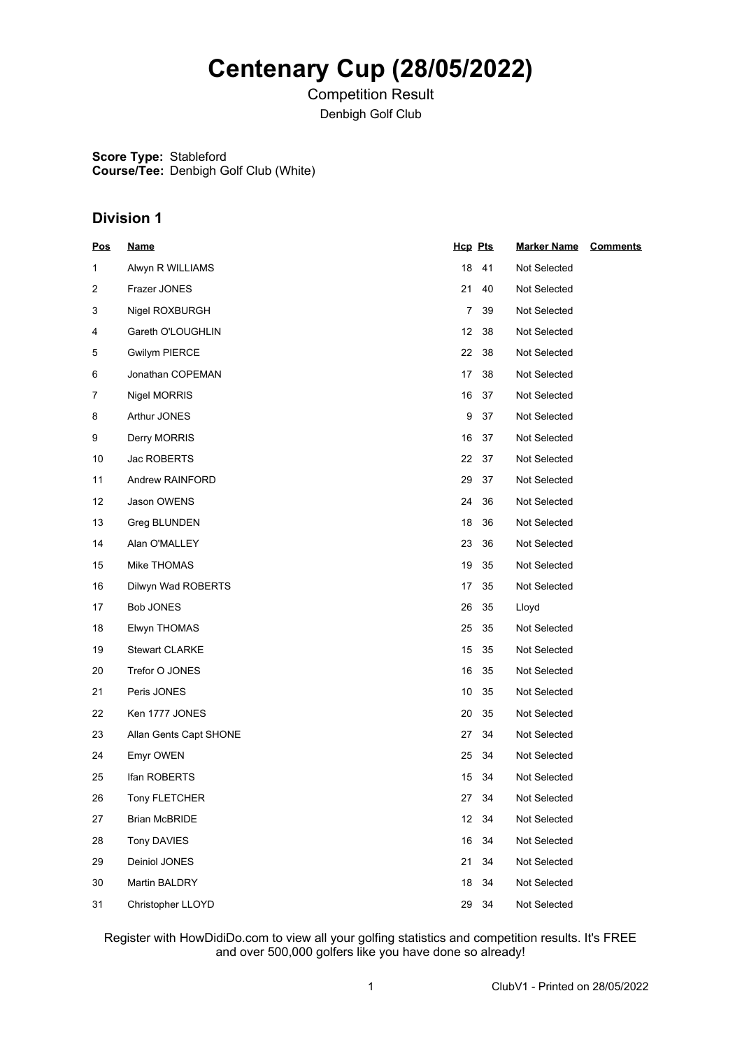# Centenary Cup (28/05/2022)

Competition Result

Denbigh Golf Club

**Score Type:** Stableford
**Course/Tee:** Denbigh Golf Club (White)

## Division 1

| Pos | Name | Hcp | Pts | Marker Name | Comments |
|---|---|---|---|---|---|
| 1 | Alwyn R WILLIAMS | 18 | 41 | Not Selected | |
| 2 | Frazer JONES | 21 | 40 | Not Selected | |
| 3 | Nigel ROXBURGH | 7 | 39 | Not Selected | |
| 4 | Gareth O'LOUGHLIN | 12 | 38 | Not Selected | |
| 5 | Gwilym PIERCE | 22 | 38 | Not Selected | |
| 6 | Jonathan COPEMAN | 17 | 38 | Not Selected | |
| 7 | Nigel MORRIS | 16 | 37 | Not Selected | |
| 8 | Arthur JONES | 9 | 37 | Not Selected | |
| 9 | Derry MORRIS | 16 | 37 | Not Selected | |
| 10 | Jac ROBERTS | 22 | 37 | Not Selected | |
| 11 | Andrew RAINFORD | 29 | 37 | Not Selected | |
| 12 | Jason OWENS | 24 | 36 | Not Selected | |
| 13 | Greg BLUNDEN | 18 | 36 | Not Selected | |
| 14 | Alan O'MALLEY | 23 | 36 | Not Selected | |
| 15 | Mike THOMAS | 19 | 35 | Not Selected | |
| 16 | Dilwyn Wad ROBERTS | 17 | 35 | Not Selected | |
| 17 | Bob JONES | 26 | 35 | Lloyd | |
| 18 | Elwyn THOMAS | 25 | 35 | Not Selected | |
| 19 | Stewart CLARKE | 15 | 35 | Not Selected | |
| 20 | Trefor O JONES | 16 | 35 | Not Selected | |
| 21 | Peris JONES | 10 | 35 | Not Selected | |
| 22 | Ken 1777 JONES | 20 | 35 | Not Selected | |
| 23 | Allan Gents Capt SHONE | 27 | 34 | Not Selected | |
| 24 | Emyr OWEN | 25 | 34 | Not Selected | |
| 25 | Ifan ROBERTS | 15 | 34 | Not Selected | |
| 26 | Tony FLETCHER | 27 | 34 | Not Selected | |
| 27 | Brian McBRIDE | 12 | 34 | Not Selected | |
| 28 | Tony DAVIES | 16 | 34 | Not Selected | |
| 29 | Deiniol JONES | 21 | 34 | Not Selected | |
| 30 | Martin BALDRY | 18 | 34 | Not Selected | |
| 31 | Christopher LLOYD | 29 | 34 | Not Selected | |

Register with HowDidiDo.com to view all your golfing statistics and competition results. It's FREE and over 500,000 golfers like you have done so already!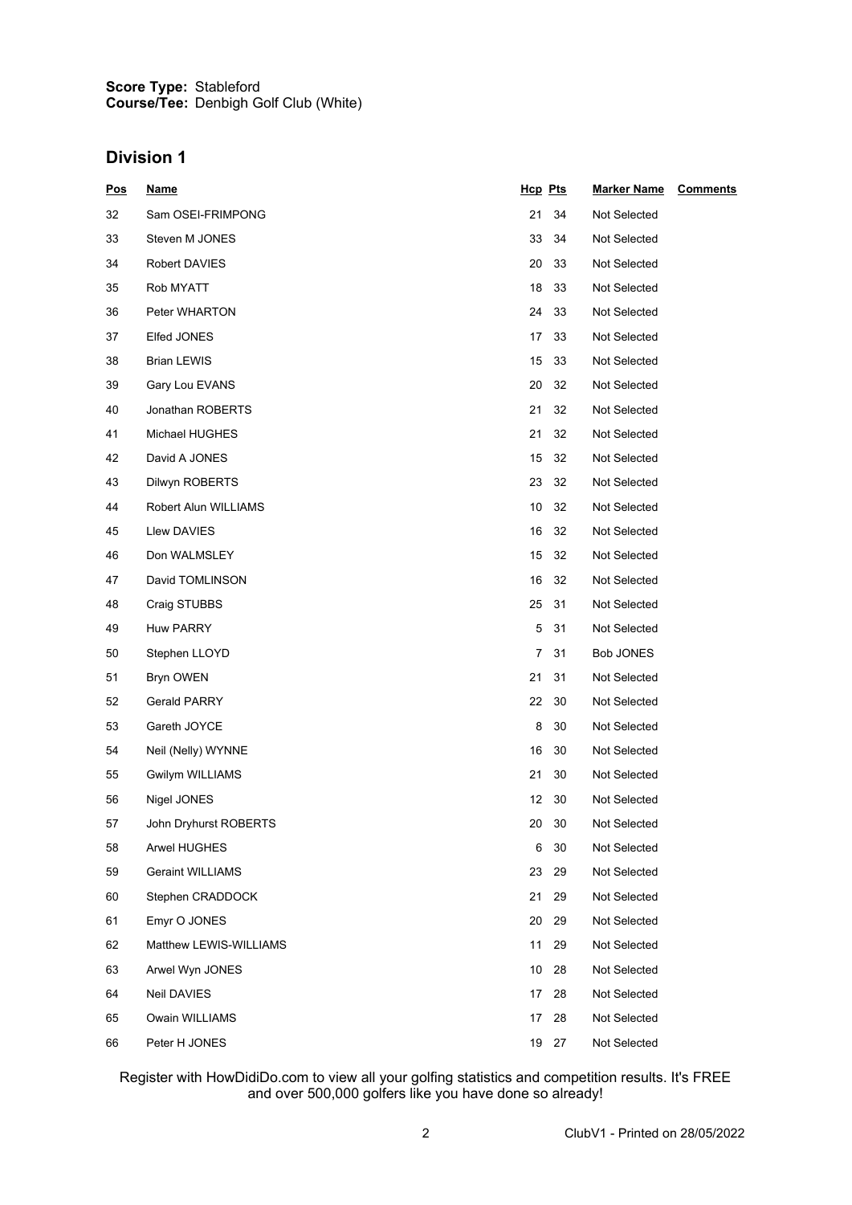**Score Type:** Stableford
**Course/Tee:** Denbigh Golf Club (White)

## Division 1

| Pos | Name | Hcp | Pts | Marker Name | Comments |
|---|---|---|---|---|---|
| 32 | Sam OSEI-FRIMPONG | 21 | 34 | Not Selected | |
| 33 | Steven M JONES | 33 | 34 | Not Selected | |
| 34 | Robert DAVIES | 20 | 33 | Not Selected | |
| 35 | Rob MYATT | 18 | 33 | Not Selected | |
| 36 | Peter WHARTON | 24 | 33 | Not Selected | |
| 37 | Elfed JONES | 17 | 33 | Not Selected | |
| 38 | Brian LEWIS | 15 | 33 | Not Selected | |
| 39 | Gary Lou EVANS | 20 | 32 | Not Selected | |
| 40 | Jonathan ROBERTS | 21 | 32 | Not Selected | |
| 41 | Michael HUGHES | 21 | 32 | Not Selected | |
| 42 | David A JONES | 15 | 32 | Not Selected | |
| 43 | Dilwyn ROBERTS | 23 | 32 | Not Selected | |
| 44 | Robert Alun WILLIAMS | 10 | 32 | Not Selected | |
| 45 | Llew DAVIES | 16 | 32 | Not Selected | |
| 46 | Don WALMSLEY | 15 | 32 | Not Selected | |
| 47 | David TOMLINSON | 16 | 32 | Not Selected | |
| 48 | Craig STUBBS | 25 | 31 | Not Selected | |
| 49 | Huw PARRY | 5 | 31 | Not Selected | |
| 50 | Stephen LLOYD | 7 | 31 | Bob JONES | |
| 51 | Bryn OWEN | 21 | 31 | Not Selected | |
| 52 | Gerald PARRY | 22 | 30 | Not Selected | |
| 53 | Gareth JOYCE | 8 | 30 | Not Selected | |
| 54 | Neil (Nelly) WYNNE | 16 | 30 | Not Selected | |
| 55 | Gwilym WILLIAMS | 21 | 30 | Not Selected | |
| 56 | Nigel JONES | 12 | 30 | Not Selected | |
| 57 | John Dryhurst ROBERTS | 20 | 30 | Not Selected | |
| 58 | Arwel HUGHES | 6 | 30 | Not Selected | |
| 59 | Geraint WILLIAMS | 23 | 29 | Not Selected | |
| 60 | Stephen CRADDOCK | 21 | 29 | Not Selected | |
| 61 | Emyr O JONES | 20 | 29 | Not Selected | |
| 62 | Matthew LEWIS-WILLIAMS | 11 | 29 | Not Selected | |
| 63 | Arwel Wyn JONES | 10 | 28 | Not Selected | |
| 64 | Neil DAVIES | 17 | 28 | Not Selected | |
| 65 | Owain WILLIAMS | 17 | 28 | Not Selected | |
| 66 | Peter H JONES | 19 | 27 | Not Selected | |

Register with HowDidiDo.com to view all your golfing statistics and competition results. It's FREE and over 500,000 golfers like you have done so already!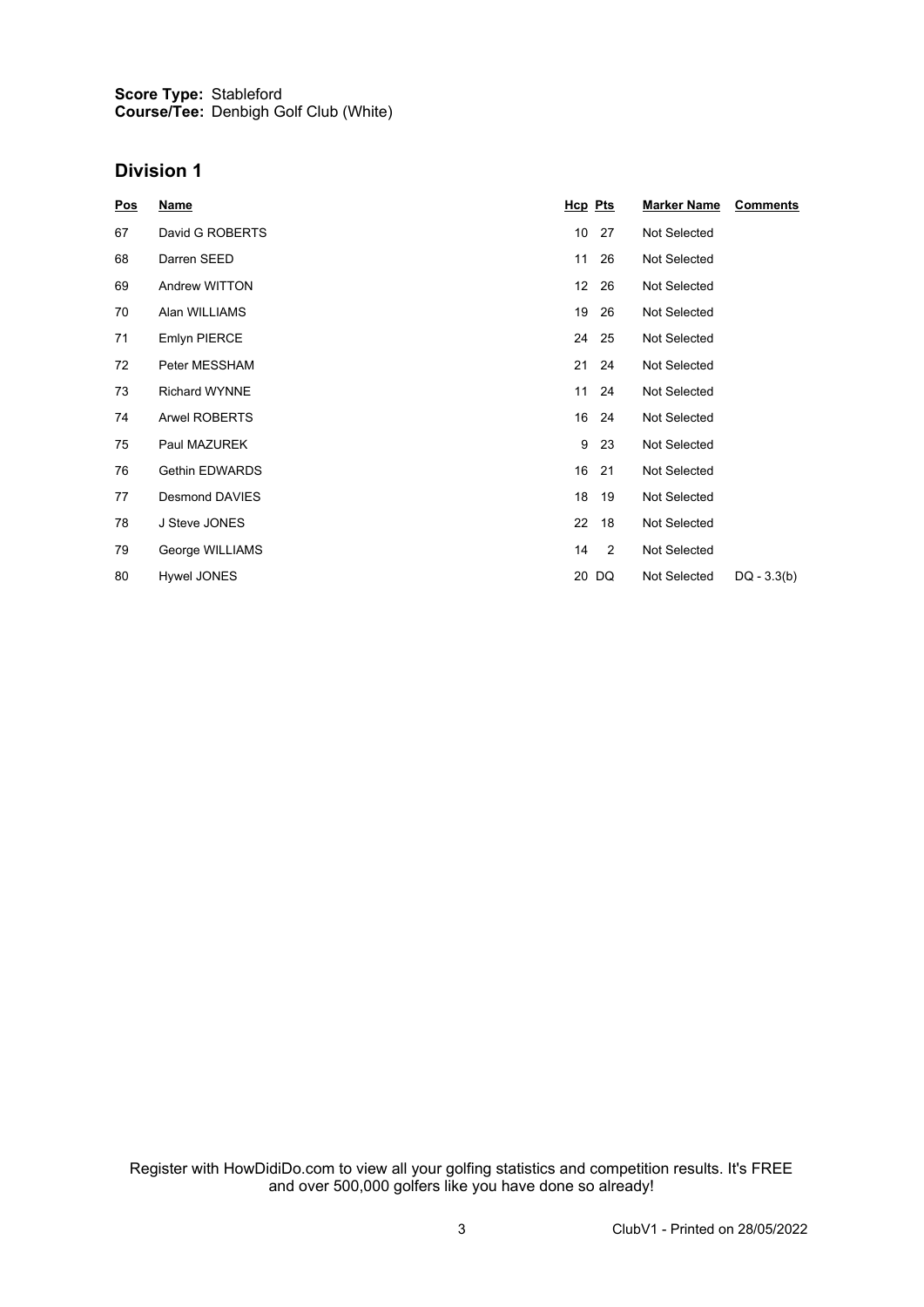**Score Type:** Stableford
**Course/Tee:** Denbigh Golf Club (White)

## Division 1

| Pos | Name | Hcp | Pts | Marker Name | Comments |
|---|---|---|---|---|---|
| 67 | David G ROBERTS | 10 | 27 | Not Selected | |
| 68 | Darren SEED | 11 | 26 | Not Selected | |
| 69 | Andrew WITTON | 12 | 26 | Not Selected | |
| 70 | Alan WILLIAMS | 19 | 26 | Not Selected | |
| 71 | Emlyn PIERCE | 24 | 25 | Not Selected | |
| 72 | Peter MESSHAM | 21 | 24 | Not Selected | |
| 73 | Richard WYNNE | 11 | 24 | Not Selected | |
| 74 | Arwel ROBERTS | 16 | 24 | Not Selected | |
| 75 | Paul MAZUREK | 9 | 23 | Not Selected | |
| 76 | Gethin EDWARDS | 16 | 21 | Not Selected | |
| 77 | Desmond DAVIES | 18 | 19 | Not Selected | |
| 78 | J Steve JONES | 22 | 18 | Not Selected | |
| 79 | George WILLIAMS | 14 | 2 | Not Selected | |
| 80 | Hywel JONES | 20 | DQ | Not Selected | DQ - 3.3(b) |

Register with HowDidiDo.com to view all your golfing statistics and competition results. It's FREE and over 500,000 golfers like you have done so already!

ClubV1 - Printed on 28/05/2022